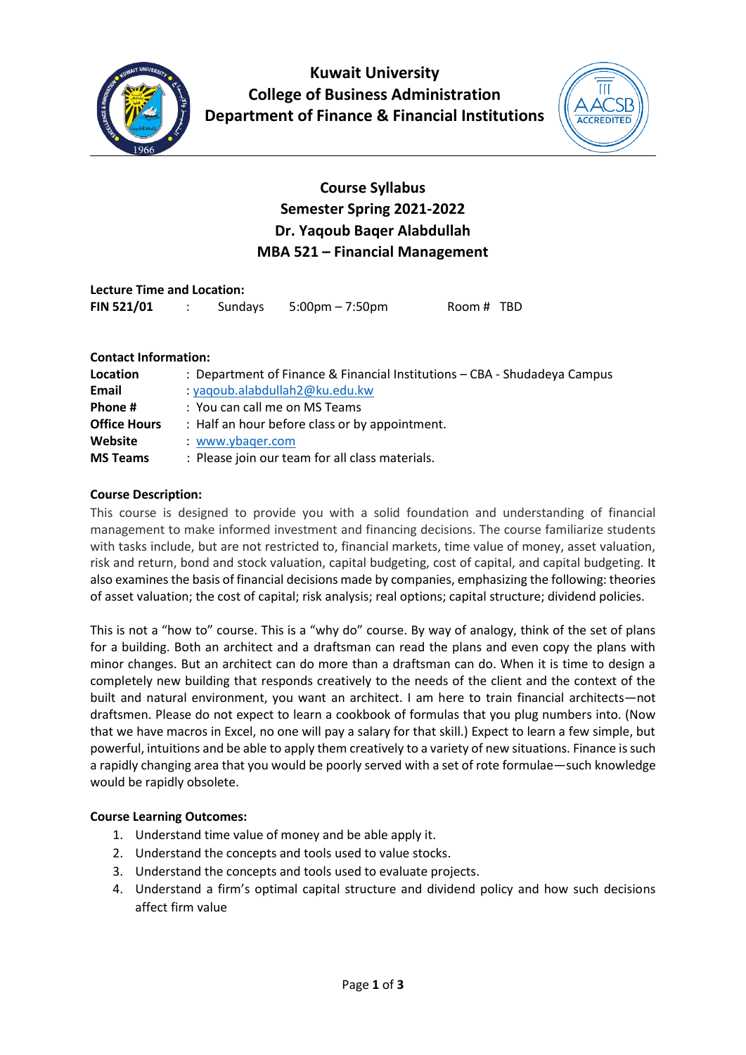# Kuwait University
## College of Business Administration
## Department of Finance & Financial Institutions

## Course Syllabus
## Semester Spring 2021-2022
## Dr. Yaqoub Baqer Alabdullah
## MBA 521 – Financial Management

**Lecture Time and Location:**

**FIN 521/01** : Sundays 5:00pm – 7:50pm Room # TBD

**Contact Information:**

| | |
|---|---|
| **Location** | : Department of Finance & Financial Institutions – CBA - Shudadeya Campus |
| **Email** | : yaqoub.alabdullah2@ku.edu.kw |
| **Phone #** | : You can call me on MS Teams |
| **Office Hours** | : Half an hour before class or by appointment. |
| **Website** | : www.ybaqer.com |
| **MS Teams** | : Please join our team for all class materials. |

**Course Description:**

This course is designed to provide you with a solid foundation and understanding of financial management to make informed investment and financing decisions. The course familiarize students with tasks include, but are not restricted to, financial markets, time value of money, asset valuation, risk and return, bond and stock valuation, capital budgeting, cost of capital, and capital budgeting. It also examines the basis of financial decisions made by companies, emphasizing the following: theories of asset valuation; the cost of capital; risk analysis; real options; capital structure; dividend policies.

This is not a "how to" course. This is a "why do" course. By way of analogy, think of the set of plans for a building. Both an architect and a draftsman can read the plans and even copy the plans with minor changes. But an architect can do more than a draftsman can do. When it is time to design a completely new building that responds creatively to the needs of the client and the context of the built and natural environment, you want an architect. I am here to train financial architects—not draftsmen. Please do not expect to learn a cookbook of formulas that you plug numbers into. (Now that we have macros in Excel, no one will pay a salary for that skill.) Expect to learn a few simple, but powerful, intuitions and be able to apply them creatively to a variety of new situations. Finance is such a rapidly changing area that you would be poorly served with a set of rote formulae—such knowledge would be rapidly obsolete.

**Course Learning Outcomes:**

1. Understand time value of money and be able apply it.
2. Understand the concepts and tools used to value stocks.
3. Understand the concepts and tools used to evaluate projects.
4. Understand a firm's optimal capital structure and dividend policy and how such decisions affect firm value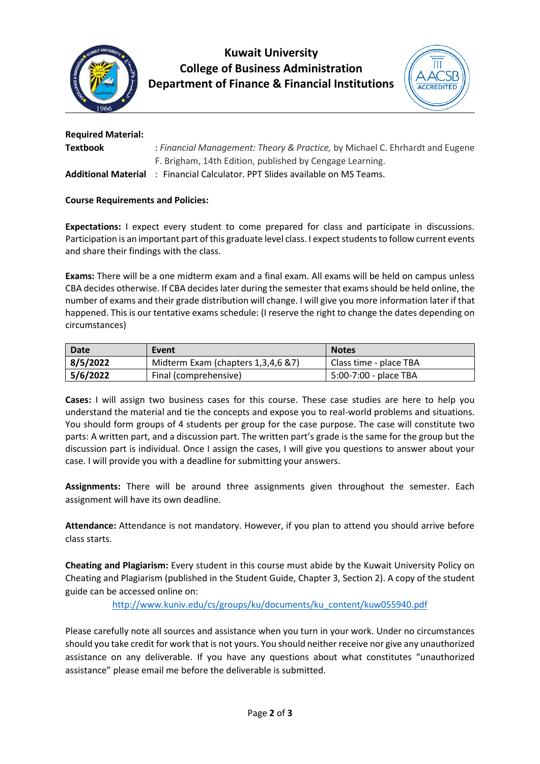# Kuwait University
## College of Business Administration
## Department of Finance & Financial Institutions

**Required Material:**

**Textbook** : *Financial Management: Theory & Practice,* by Michael C. Ehrhardt and Eugene F. Brigham, 14th Edition, published by Cengage Learning.

**Additional Material** : Financial Calculator. PPT Slides available on MS Teams.

**Course Requirements and Policies:**

**Expectations:** I expect every student to come prepared for class and participate in discussions. Participation is an important part of this graduate level class. I expect students to follow current events and share their findings with the class.

**Exams:** There will be a one midterm exam and a final exam. All exams will be held on campus unless CBA decides otherwise. If CBA decides later during the semester that exams should be held online, the number of exams and their grade distribution will change. I will give you more information later if that happened. This is our tentative exams schedule: (I reserve the right to change the dates depending on circumstances)

| Date | Event | Notes |
|---|---|---|
| **8/5/2022** | Midterm Exam (chapters 1,3,4,6 &7) | Class time - place TBA |
| **5/6/2022** | Final (comprehensive) | 5:00-7:00 - place TBA |

**Cases:** I will assign two business cases for this course. These case studies are here to help you understand the material and tie the concepts and expose you to real-world problems and situations. You should form groups of 4 students per group for the case purpose. The case will constitute two parts: A written part, and a discussion part. The written part's grade is the same for the group but the discussion part is individual. Once I assign the cases, I will give you questions to answer about your case. I will provide you with a deadline for submitting your answers.

**Assignments:** There will be around three assignments given throughout the semester. Each assignment will have its own deadline.

**Attendance:** Attendance is not mandatory. However, if you plan to attend you should arrive before class starts.

**Cheating and Plagiarism:** Every student in this course must abide by the Kuwait University Policy on Cheating and Plagiarism (published in the Student Guide, Chapter 3, Section 2). A copy of the student guide can be accessed online on:

http://www.kuniv.edu/cs/groups/ku/documents/ku_content/kuw055940.pdf

Please carefully note all sources and assistance when you turn in your work. Under no circumstances should you take credit for work that is not yours. You should neither receive nor give any unauthorized assistance on any deliverable. If you have any questions about what constitutes "unauthorized assistance" please email me before the deliverable is submitted.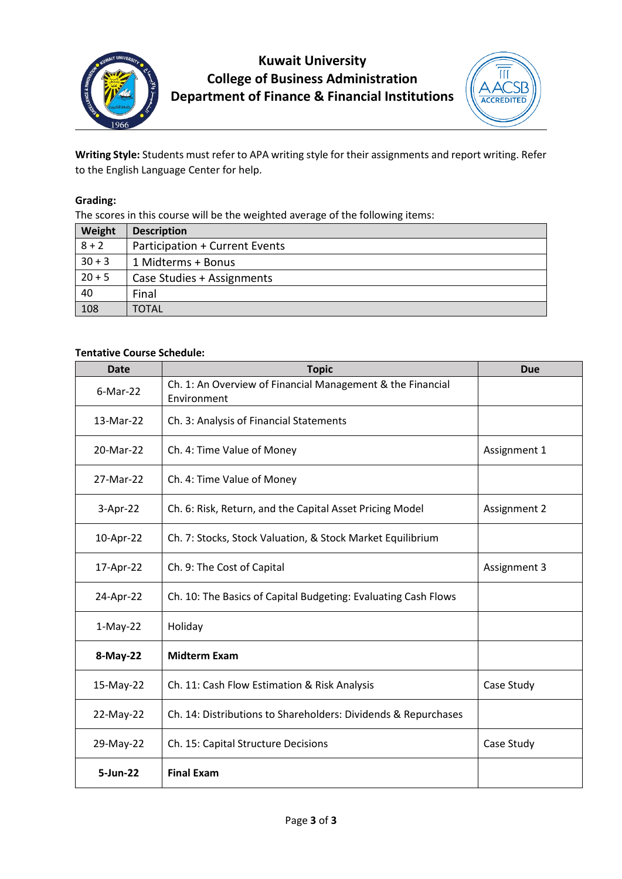**Kuwait University**
**College of Business Administration**
**Department of Finance & Financial Institutions**

**Writing Style:** Students must refer to APA writing style for their assignments and report writing. Refer to the English Language Center for help.

**Grading:**

The scores in this course will be the weighted average of the following items:

| Weight | Description |
|---|---|
| 8 + 2 | Participation + Current Events |
| 30 + 3 | 1 Midterms + Bonus |
| 20 + 5 | Case Studies + Assignments |
| 40 | Final |
| 108 | TOTAL |

**Tentative Course Schedule:**

| Date | Topic | Due |
|---|---|---|
| 6-Mar-22 | Ch. 1: An Overview of Financial Management & the Financial Environment | |
| 13-Mar-22 | Ch. 3: Analysis of Financial Statements | |
| 20-Mar-22 | Ch. 4: Time Value of Money | Assignment 1 |
| 27-Mar-22 | Ch. 4: Time Value of Money | |
| 3-Apr-22 | Ch. 6: Risk, Return, and the Capital Asset Pricing Model | Assignment 2 |
| 10-Apr-22 | Ch. 7: Stocks, Stock Valuation, & Stock Market Equilibrium | |
| 17-Apr-22 | Ch. 9: The Cost of Capital | Assignment 3 |
| 24-Apr-22 | Ch. 10: The Basics of Capital Budgeting: Evaluating Cash Flows | |
| 1-May-22 | Holiday | |
| **8-May-22** | **Midterm Exam** | |
| 15-May-22 | Ch. 11: Cash Flow Estimation & Risk Analysis | Case Study |
| 22-May-22 | Ch. 14: Distributions to Shareholders: Dividends & Repurchases | |
| 29-May-22 | Ch. 15: Capital Structure Decisions | Case Study |
| **5-Jun-22** | **Final Exam** | |